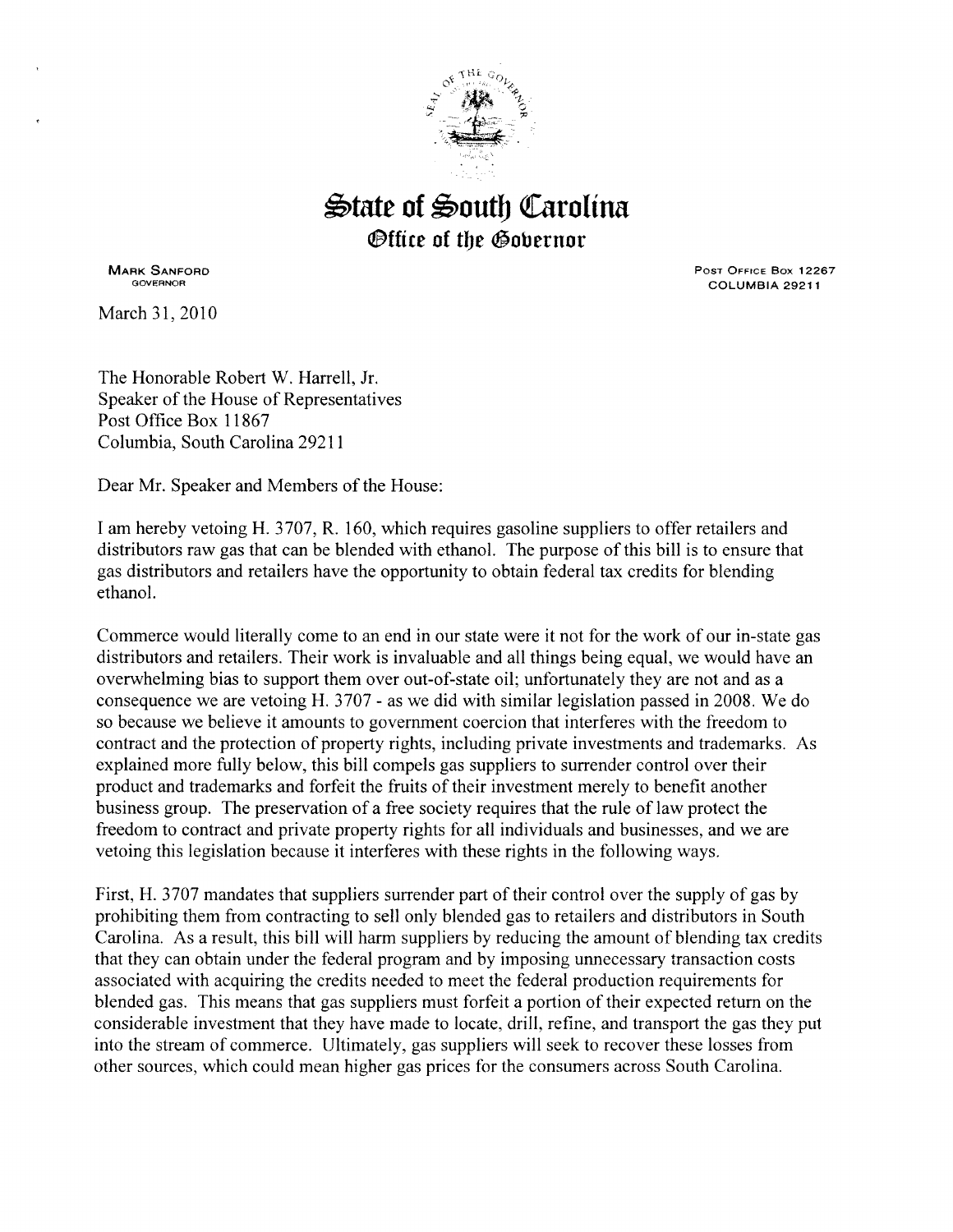# State of South Carolina

## Office of the Governor

MARK SANFORD
GOVERNOR

POST OFFICE BOX 12267
COLUMBIA 29211

March 31, 2010

The Honorable Robert W. Harrell, Jr.
Speaker of the House of Representatives
Post Office Box 11867
Columbia, South Carolina 29211

Dear Mr. Speaker and Members of the House:

I am hereby vetoing H. 3707, R. 160, which requires gasoline suppliers to offer retailers and distributors raw gas that can be blended with ethanol. The purpose of this bill is to ensure that gas distributors and retailers have the opportunity to obtain federal tax credits for blending ethanol.

Commerce would literally come to an end in our state were it not for the work of our in-state gas distributors and retailers. Their work is invaluable and all things being equal, we would have an overwhelming bias to support them over out-of-state oil; unfortunately they are not and as a consequence we are vetoing H. 3707 - as we did with similar legislation passed in 2008. We do so because we believe it amounts to government coercion that interferes with the freedom to contract and the protection of property rights, including private investments and trademarks. As explained more fully below, this bill compels gas suppliers to surrender control over their product and trademarks and forfeit the fruits of their investment merely to benefit another business group. The preservation of a free society requires that the rule of law protect the freedom to contract and private property rights for all individuals and businesses, and we are vetoing this legislation because it interferes with these rights in the following ways.

First, H. 3707 mandates that suppliers surrender part of their control over the supply of gas by prohibiting them from contracting to sell only blended gas to retailers and distributors in South Carolina. As a result, this bill will harm suppliers by reducing the amount of blending tax credits that they can obtain under the federal program and by imposing unnecessary transaction costs associated with acquiring the credits needed to meet the federal production requirements for blended gas. This means that gas suppliers must forfeit a portion of their expected return on the considerable investment that they have made to locate, drill, refine, and transport the gas they put into the stream of commerce. Ultimately, gas suppliers will seek to recover these losses from other sources, which could mean higher gas prices for the consumers across South Carolina.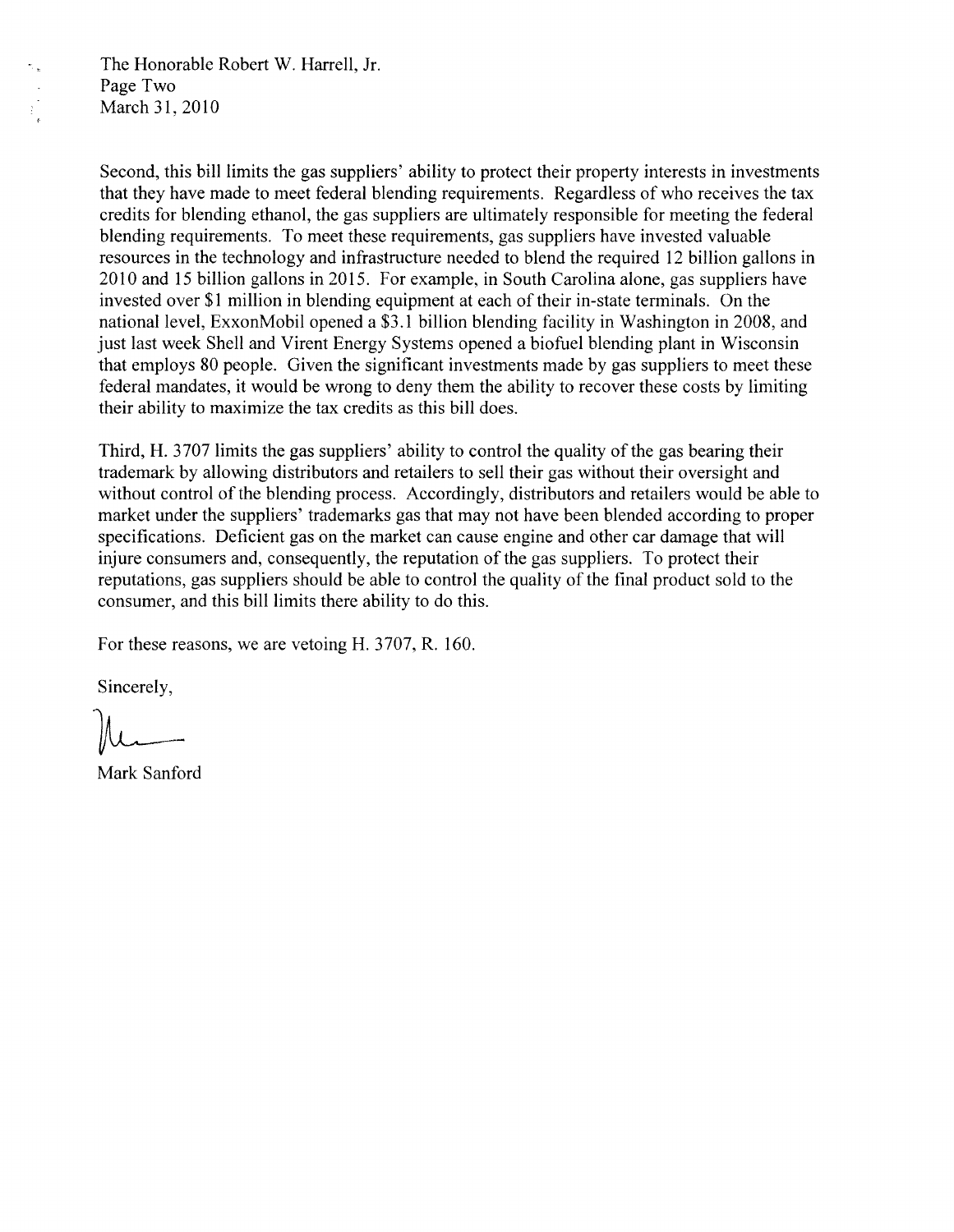The Honorable Robert W. Harrell, Jr.
Page Two
March 31, 2010

Second, this bill limits the gas suppliers' ability to protect their property interests in investments that they have made to meet federal blending requirements. Regardless of who receives the tax credits for blending ethanol, the gas suppliers are ultimately responsible for meeting the federal blending requirements. To meet these requirements, gas suppliers have invested valuable resources in the technology and infrastructure needed to blend the required 12 billion gallons in 2010 and 15 billion gallons in 2015. For example, in South Carolina alone, gas suppliers have invested over $1 million in blending equipment at each of their in-state terminals. On the national level, ExxonMobil opened a $3.1 billion blending facility in Washington in 2008, and just last week Shell and Virent Energy Systems opened a biofuel blending plant in Wisconsin that employs 80 people. Given the significant investments made by gas suppliers to meet these federal mandates, it would be wrong to deny them the ability to recover these costs by limiting their ability to maximize the tax credits as this bill does.

Third, H. 3707 limits the gas suppliers' ability to control the quality of the gas bearing their trademark by allowing distributors and retailers to sell their gas without their oversight and without control of the blending process. Accordingly, distributors and retailers would be able to market under the suppliers' trademarks gas that may not have been blended according to proper specifications. Deficient gas on the market can cause engine and other car damage that will injure consumers and, consequently, the reputation of the gas suppliers. To protect their reputations, gas suppliers should be able to control the quality of the final product sold to the consumer, and this bill limits there ability to do this.

For these reasons, we are vetoing H. 3707, R. 160.

Sincerely,

Mark Sanford